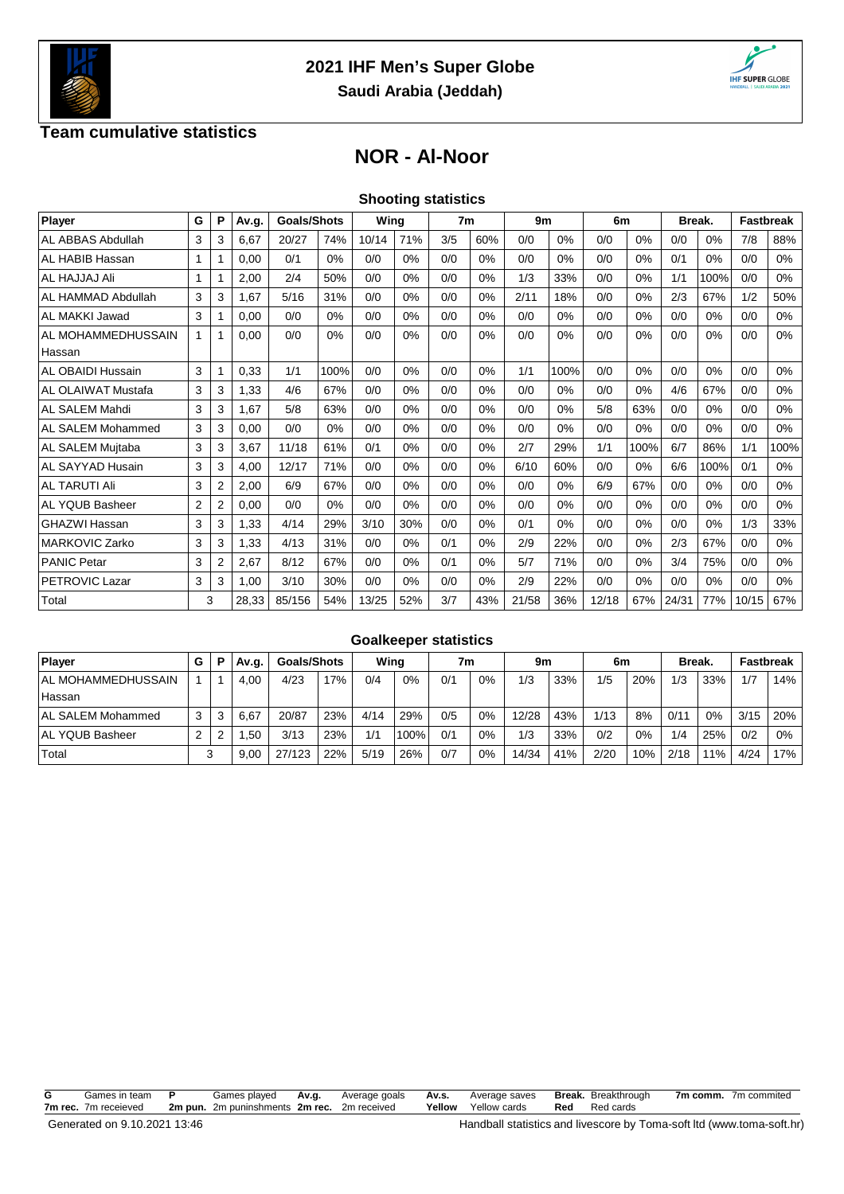# 2021 IHF Men's Super Globe

**Saudi Arabia (Jeddah)**

## Team cumulative statistics

# NOR - Al-Noor

### Shooting statistics

| Player | G | P | Av.g. | Goals/Shots | | Wing | | 7m | | 9m | | 6m | | Break. | | Fastbreak | |
|---|---|---|---|---|---|---|---|---|---|---|---|---|---|---|---|---|---|
| AL ABBAS Abdullah | 3 | 3 | 6,67 | 20/27 | 74% | 10/14 | 71% | 3/5 | 60% | 0/0 | 0% | 0/0 | 0% | 0/0 | 0% | 7/8 | 88% |
| AL HABIB Hassan | 1 | 1 | 0,00 | 0/1 | 0% | 0/0 | 0% | 0/0 | 0% | 0/0 | 0% | 0/0 | 0% | 0/1 | 0% | 0/0 | 0% |
| AL HAJJAJ Ali | 1 | 1 | 2,00 | 2/4 | 50% | 0/0 | 0% | 0/0 | 0% | 1/3 | 33% | 0/0 | 0% | 1/1 | 100% | 0/0 | 0% |
| AL HAMMAD Abdullah | 3 | 3 | 1,67 | 5/16 | 31% | 0/0 | 0% | 0/0 | 0% | 2/11 | 18% | 0/0 | 0% | 2/3 | 67% | 1/2 | 50% |
| AL MAKKI Jawad | 3 | 1 | 0,00 | 0/0 | 0% | 0/0 | 0% | 0/0 | 0% | 0/0 | 0% | 0/0 | 0% | 0/0 | 0% | 0/0 | 0% |
| AL MOHAMMEDHUSSAIN Hassan | 1 | 1 | 0,00 | 0/0 | 0% | 0/0 | 0% | 0/0 | 0% | 0/0 | 0% | 0/0 | 0% | 0/0 | 0% | 0/0 | 0% |
| AL OBAIDI Hussain | 3 | 1 | 0,33 | 1/1 | 100% | 0/0 | 0% | 0/0 | 0% | 1/1 | 100% | 0/0 | 0% | 0/0 | 0% | 0/0 | 0% |
| AL OLAIWAT Mustafa | 3 | 3 | 1,33 | 4/6 | 67% | 0/0 | 0% | 0/0 | 0% | 0/0 | 0% | 0/0 | 0% | 4/6 | 67% | 0/0 | 0% |
| AL SALEM Mahdi | 3 | 3 | 1,67 | 5/8 | 63% | 0/0 | 0% | 0/0 | 0% | 0/0 | 0% | 5/8 | 63% | 0/0 | 0% | 0/0 | 0% |
| AL SALEM Mohammed | 3 | 3 | 0,00 | 0/0 | 0% | 0/0 | 0% | 0/0 | 0% | 0/0 | 0% | 0/0 | 0% | 0/0 | 0% | 0/0 | 0% |
| AL SALEM Mujtaba | 3 | 3 | 3,67 | 11/18 | 61% | 0/1 | 0% | 0/0 | 0% | 2/7 | 29% | 1/1 | 100% | 6/7 | 86% | 1/1 | 100% |
| AL SAYYAD Husain | 3 | 3 | 4,00 | 12/17 | 71% | 0/0 | 0% | 0/0 | 0% | 6/10 | 60% | 0/0 | 0% | 6/6 | 100% | 0/1 | 0% |
| AL TARUTI Ali | 3 | 2 | 2,00 | 6/9 | 67% | 0/0 | 0% | 0/0 | 0% | 0/0 | 0% | 6/9 | 67% | 0/0 | 0% | 0/0 | 0% |
| AL YQUB Basheer | 2 | 2 | 0,00 | 0/0 | 0% | 0/0 | 0% | 0/0 | 0% | 0/0 | 0% | 0/0 | 0% | 0/0 | 0% | 0/0 | 0% |
| GHAZWI Hassan | 3 | 3 | 1,33 | 4/14 | 29% | 3/10 | 30% | 0/0 | 0% | 0/1 | 0% | 0/0 | 0% | 0/0 | 0% | 1/3 | 33% |
| MARKOVIC Zarko | 3 | 3 | 1,33 | 4/13 | 31% | 0/0 | 0% | 0/1 | 0% | 2/9 | 22% | 0/0 | 0% | 2/3 | 67% | 0/0 | 0% |
| PANIC Petar | 3 | 2 | 2,67 | 8/12 | 67% | 0/0 | 0% | 0/1 | 0% | 5/7 | 71% | 0/0 | 0% | 3/4 | 75% | 0/0 | 0% |
| PETROVIC Lazar | 3 | 3 | 1,00 | 3/10 | 30% | 0/0 | 0% | 0/0 | 0% | 2/9 | 22% | 0/0 | 0% | 0/0 | 0% | 0/0 | 0% |
| Total | 3 | | 28,33 | 85/156 | 54% | 13/25 | 52% | 3/7 | 43% | 21/58 | 36% | 12/18 | 67% | 24/31 | 77% | 10/15 | 67% |

### Goalkeeper statistics

| Player | G | P | Av.g. | Goals/Shots | | Wing | | 7m | | 9m | | 6m | | Break. | | Fastbreak | |
|---|---|---|---|---|---|---|---|---|---|---|---|---|---|---|---|---|---|
| AL MOHAMMEDHUSSAIN Hassan | 1 | 1 | 4,00 | 4/23 | 17% | 0/4 | 0% | 0/1 | 0% | 1/3 | 33% | 1/5 | 20% | 1/3 | 33% | 1/7 | 14% |
| AL SALEM Mohammed | 3 | 3 | 6,67 | 20/87 | 23% | 4/14 | 29% | 0/5 | 0% | 12/28 | 43% | 1/13 | 8% | 0/11 | 0% | 3/15 | 20% |
| AL YQUB Basheer | 2 | 2 | 1,50 | 3/13 | 23% | 1/1 | 100% | 0/1 | 0% | 1/3 | 33% | 0/2 | 0% | 1/4 | 25% | 0/2 | 0% |
| Total | 3 | | 9,00 | 27/123 | 22% | 5/19 | 26% | 0/7 | 0% | 14/34 | 41% | 2/20 | 10% | 2/18 | 11% | 4/24 | 17% |

**G** Games in team **P** Games played **Av.g.** Average goals **Av.s.** Average saves **Break.** Breakthrough **7m comm.** 7m commited
**7m rec.** 7m receieved **2m pun.** 2m puninshments **2m rec.** 2m received **Yellow** Yellow cards **Red** Red cards

Generated on 9.10.2021 13:46

Handball statistics and livescore by Toma-soft ltd (www.toma-soft.hr)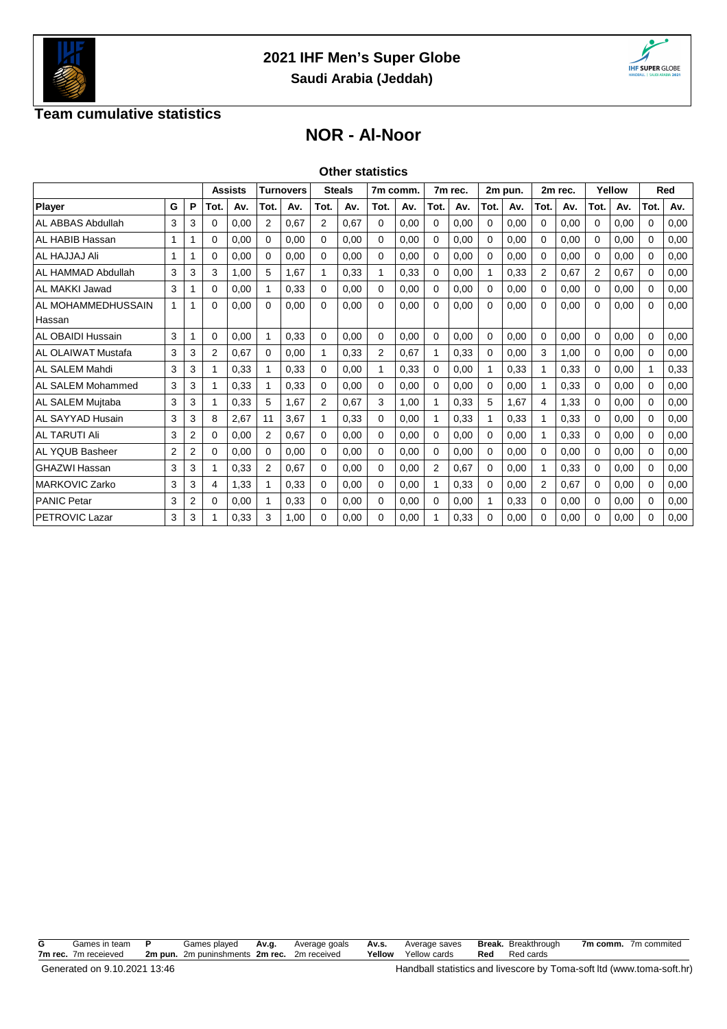# 2021 IHF Men's Super Globe

## Saudi Arabia (Jeddah)

### Team cumulative statistics

## NOR - Al-Noor

### Other statistics

| | | | Assists | | Turnovers | | Steals | | 7m comm. | | 7m rec. | | 2m pun. | | 2m rec. | | Yellow | | Red | |
|---|---|---|---|---|---|---|---|---|---|---|---|---|---|---|---|---|---|---|---|---|
| Player | G | P | Tot. | Av. | Tot. | Av. | Tot. | Av. | Tot. | Av. | Tot. | Av. | Tot. | Av. | Tot. | Av. | Tot. | Av. | Tot. | Av. |
| AL ABBAS Abdullah | 3 | 3 | 0 | 0,00 | 2 | 0,67 | 2 | 0,67 | 0 | 0,00 | 0 | 0,00 | 0 | 0,00 | 0 | 0,00 | 0 | 0,00 | 0 | 0,00 |
| AL HABIB Hassan | 1 | 1 | 0 | 0,00 | 0 | 0,00 | 0 | 0,00 | 0 | 0,00 | 0 | 0,00 | 0 | 0,00 | 0 | 0,00 | 0 | 0,00 | 0 | 0,00 |
| AL HAJJAJ Ali | 1 | 1 | 0 | 0,00 | 0 | 0,00 | 0 | 0,00 | 0 | 0,00 | 0 | 0,00 | 0 | 0,00 | 0 | 0,00 | 0 | 0,00 | 0 | 0,00 |
| AL HAMMAD Abdullah | 3 | 3 | 3 | 1,00 | 5 | 1,67 | 1 | 0,33 | 1 | 0,33 | 0 | 0,00 | 1 | 0,33 | 2 | 0,67 | 2 | 0,67 | 0 | 0,00 |
| AL MAKKI Jawad | 3 | 1 | 0 | 0,00 | 1 | 0,33 | 0 | 0,00 | 0 | 0,00 | 0 | 0,00 | 0 | 0,00 | 0 | 0,00 | 0 | 0,00 | 0 | 0,00 |
| AL MOHAMMEDHUSSAIN Hassan | 1 | 1 | 0 | 0,00 | 0 | 0,00 | 0 | 0,00 | 0 | 0,00 | 0 | 0,00 | 0 | 0,00 | 0 | 0,00 | 0 | 0,00 | 0 | 0,00 |
| AL OBAIDI Hussain | 3 | 1 | 0 | 0,00 | 1 | 0,33 | 0 | 0,00 | 0 | 0,00 | 0 | 0,00 | 0 | 0,00 | 0 | 0,00 | 0 | 0,00 | 0 | 0,00 |
| AL OLAIWAT Mustafa | 3 | 3 | 2 | 0,67 | 0 | 0,00 | 1 | 0,33 | 2 | 0,67 | 1 | 0,33 | 0 | 0,00 | 3 | 1,00 | 0 | 0,00 | 0 | 0,00 |
| AL SALEM Mahdi | 3 | 3 | 1 | 0,33 | 1 | 0,33 | 0 | 0,00 | 1 | 0,33 | 0 | 0,00 | 1 | 0,33 | 1 | 0,33 | 0 | 0,00 | 1 | 0,33 |
| AL SALEM Mohammed | 3 | 3 | 1 | 0,33 | 1 | 0,33 | 0 | 0,00 | 0 | 0,00 | 0 | 0,00 | 0 | 0,00 | 1 | 0,33 | 0 | 0,00 | 0 | 0,00 |
| AL SALEM Mujtaba | 3 | 3 | 1 | 0,33 | 5 | 1,67 | 2 | 0,67 | 3 | 1,00 | 1 | 0,33 | 5 | 1,67 | 4 | 1,33 | 0 | 0,00 | 0 | 0,00 |
| AL SAYYAD Husain | 3 | 3 | 8 | 2,67 | 11 | 3,67 | 1 | 0,33 | 0 | 0,00 | 1 | 0,33 | 1 | 0,33 | 1 | 0,33 | 0 | 0,00 | 0 | 0,00 |
| AL TARUTI Ali | 3 | 2 | 0 | 0,00 | 2 | 0,67 | 0 | 0,00 | 0 | 0,00 | 0 | 0,00 | 0 | 0,00 | 1 | 0,33 | 0 | 0,00 | 0 | 0,00 |
| AL YQUB Basheer | 2 | 2 | 0 | 0,00 | 0 | 0,00 | 0 | 0,00 | 0 | 0,00 | 0 | 0,00 | 0 | 0,00 | 0 | 0,00 | 0 | 0,00 | 0 | 0,00 |
| GHAZWI Hassan | 3 | 3 | 1 | 0,33 | 2 | 0,67 | 0 | 0,00 | 0 | 0,00 | 2 | 0,67 | 0 | 0,00 | 1 | 0,33 | 0 | 0,00 | 0 | 0,00 |
| MARKOVIC Zarko | 3 | 3 | 4 | 1,33 | 1 | 0,33 | 0 | 0,00 | 0 | 0,00 | 1 | 0,33 | 0 | 0,00 | 2 | 0,67 | 0 | 0,00 | 0 | 0,00 |
| PANIC Petar | 3 | 2 | 0 | 0,00 | 1 | 0,33 | 0 | 0,00 | 0 | 0,00 | 0 | 0,00 | 1 | 0,33 | 0 | 0,00 | 0 | 0,00 | 0 | 0,00 |
| PETROVIC Lazar | 3 | 3 | 1 | 0,33 | 3 | 1,00 | 0 | 0,00 | 0 | 0,00 | 1 | 0,33 | 0 | 0,00 | 0 | 0,00 | 0 | 0,00 | 0 | 0,00 |

**G** Games in team **P** Games played **Av.g.** Average goals **Av.s.** Average saves **Break.** Breakthrough **7m comm.** 7m commited
**7m rec.** 7m receieved **2m pun.** 2m puninshments **2m rec.** 2m received **Yellow** Yellow cards **Red** Red cards

Generated on 9.10.2021 13:46

Handball statistics and livescore by Toma-soft ltd (www.toma-soft.hr)